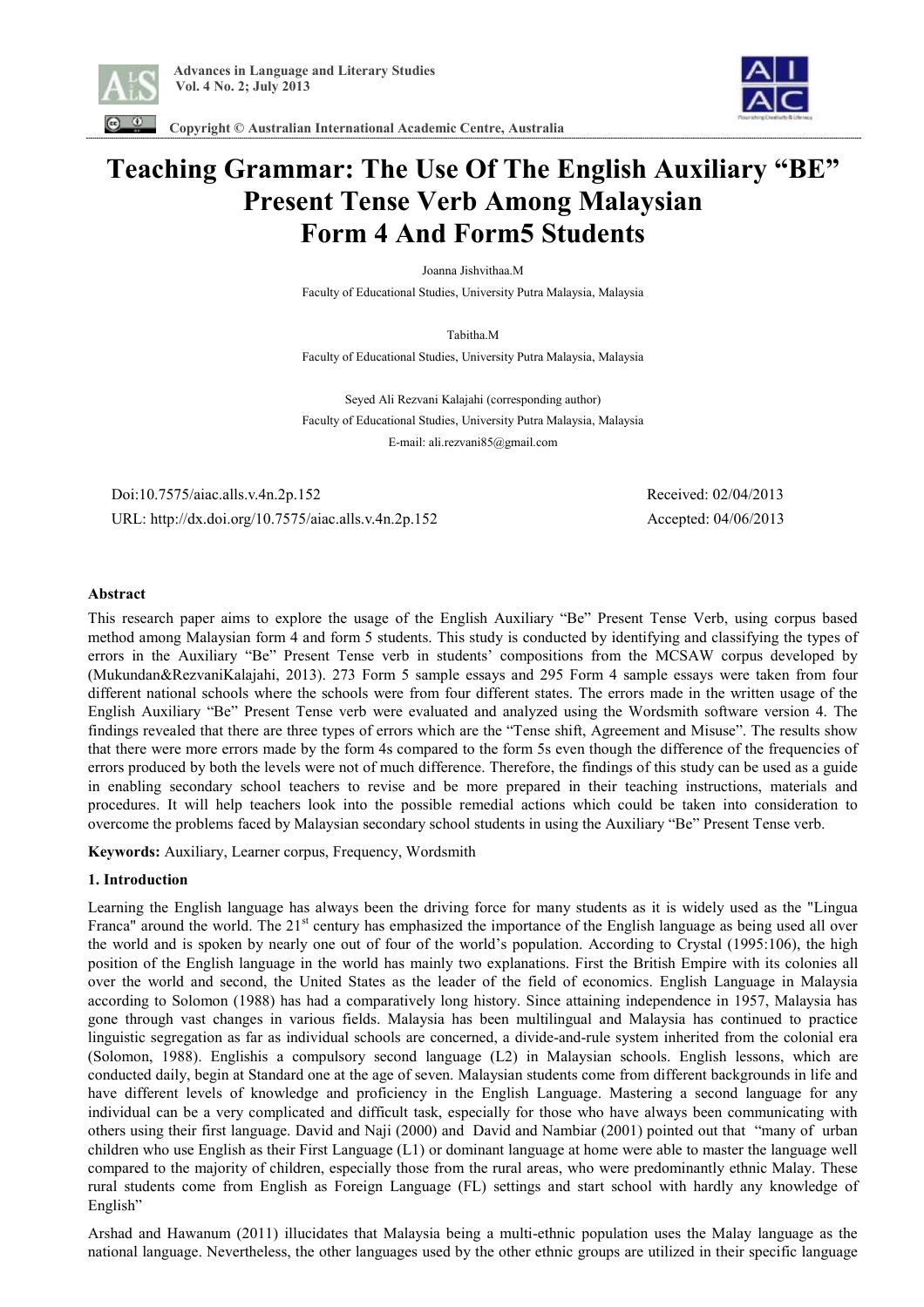Advances in Language and Literary Studies
Vol. 4 No. 2; July 2013

Copyright © Australian International Academic Centre, Australia

# Teaching Grammar: The Use Of The English Auxiliary "BE" Present Tense Verb Among Malaysian Form 4 And Form5 Students

Joanna Jishvithaa.M
Faculty of Educational Studies, University Putra Malaysia, Malaysia

Tabitha.M
Faculty of Educational Studies, University Putra Malaysia, Malaysia

Seyed Ali Rezvani Kalajahi (corresponding author)
Faculty of Educational Studies, University Putra Malaysia, Malaysia
E-mail: ali.rezvani85@gmail.com

Doi:10.7575/aiac.alls.v.4n.2p.152
URL: http://dx.doi.org/10.7575/aiac.alls.v.4n.2p.152

Received: 02/04/2013
Accepted: 04/06/2013

### Abstract

This research paper aims to explore the usage of the English Auxiliary "Be" Present Tense Verb, using corpus based method among Malaysian form 4 and form 5 students. This study is conducted by identifying and classifying the types of errors in the Auxiliary "Be" Present Tense verb in students' compositions from the MCSAW corpus developed by (Mukundan&RezvaniKalajahi, 2013). 273 Form 5 sample essays and 295 Form 4 sample essays were taken from four different national schools where the schools were from four different states. The errors made in the written usage of the English Auxiliary "Be" Present Tense verb were evaluated and analyzed using the Wordsmith software version 4. The findings revealed that there are three types of errors which are the "Tense shift, Agreement and Misuse". The results show that there were more errors made by the form 4s compared to the form 5s even though the difference of the frequencies of errors produced by both the levels were not of much difference. Therefore, the findings of this study can be used as a guide in enabling secondary school teachers to revise and be more prepared in their teaching instructions, materials and procedures. It will help teachers look into the possible remedial actions which could be taken into consideration to overcome the problems faced by Malaysian secondary school students in using the Auxiliary "Be" Present Tense verb.

**Keywords:** Auxiliary, Learner corpus, Frequency, Wordsmith

### 1. Introduction

Learning the English language has always been the driving force for many students as it is widely used as the "Lingua Franca" around the world. The 21st century has emphasized the importance of the English language as being used all over the world and is spoken by nearly one out of four of the world's population. According to Crystal (1995:106), the high position of the English language in the world has mainly two explanations. First the British Empire with its colonies all over the world and second, the United States as the leader of the field of economics. English Language in Malaysia according to Solomon (1988) has had a comparatively long history. Since attaining independence in 1957, Malaysia has gone through vast changes in various fields. Malaysia has been multilingual and Malaysia has continued to practice linguistic segregation as far as individual schools are concerned, a divide-and-rule system inherited from the colonial era (Solomon, 1988). Englishis a compulsory second language (L2) in Malaysian schools. English lessons, which are conducted daily, begin at Standard one at the age of seven. Malaysian students come from different backgrounds in life and have different levels of knowledge and proficiency in the English Language. Mastering a second language for any individual can be a very complicated and difficult task, especially for those who have always been communicating with others using their first language. David and Naji (2000) and David and Nambiar (2001) pointed out that "many of urban children who use English as their First Language (L1) or dominant language at home were able to master the language well compared to the majority of children, especially those from the rural areas, who were predominantly ethnic Malay. These rural students come from English as Foreign Language (FL) settings and start school with hardly any knowledge of English"

Arshad and Hawanum (2011) illucidates that Malaysia being a multi-ethnic population uses the Malay language as the national language. Nevertheless, the other languages used by the other ethnic groups are utilized in their specific language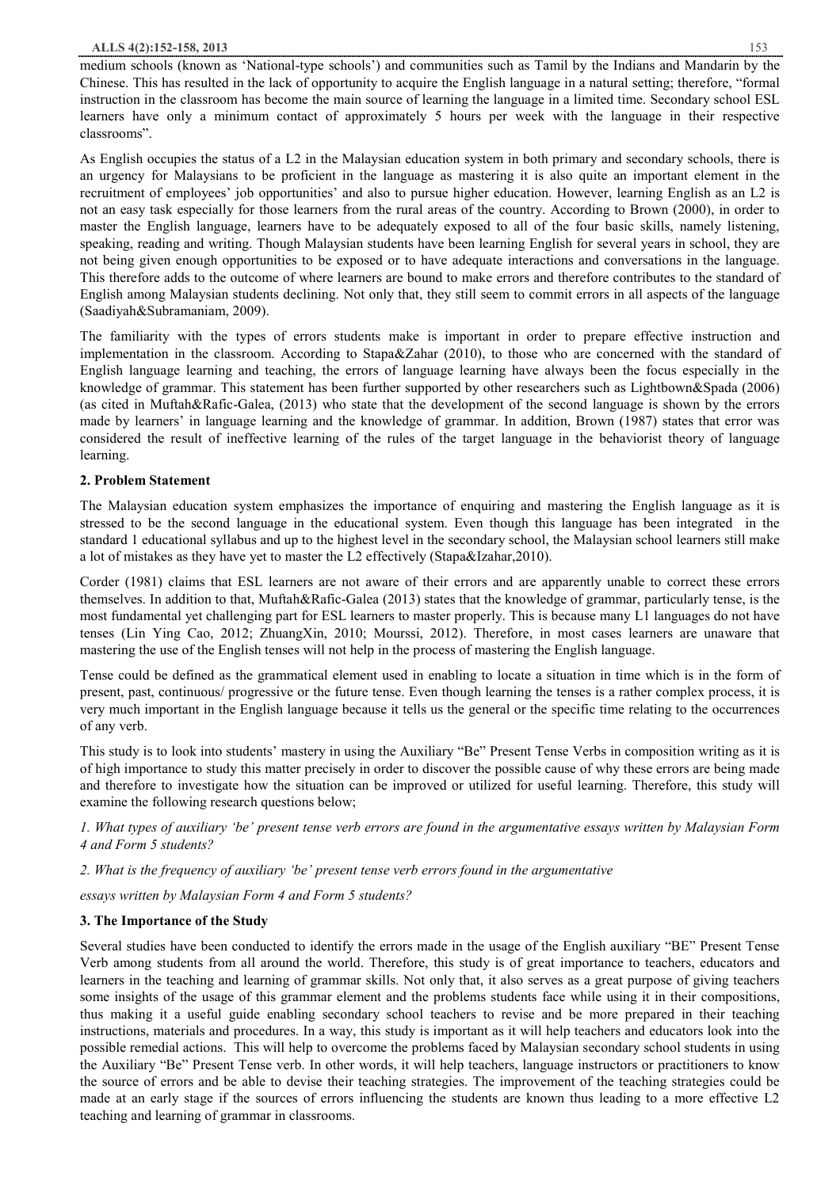medium schools (known as 'National-type schools') and communities such as Tamil by the Indians and Mandarin by the Chinese. This has resulted in the lack of opportunity to acquire the English language in a natural setting; therefore, "formal instruction in the classroom has become the main source of learning the language in a limited time. Secondary school ESL learners have only a minimum contact of approximately 5 hours per week with the language in their respective classrooms".

As English occupies the status of a L2 in the Malaysian education system in both primary and secondary schools, there is an urgency for Malaysians to be proficient in the language as mastering it is also quite an important element in the recruitment of employees' job opportunities' and also to pursue higher education. However, learning English as an L2 is not an easy task especially for those learners from the rural areas of the country. According to Brown (2000), in order to master the English language, learners have to be adequately exposed to all of the four basic skills, namely listening, speaking, reading and writing. Though Malaysian students have been learning English for several years in school, they are not being given enough opportunities to be exposed or to have adequate interactions and conversations in the language. This therefore adds to the outcome of where learners are bound to make errors and therefore contributes to the standard of English among Malaysian students declining. Not only that, they still seem to commit errors in all aspects of the language (Saadiyah&Subramaniam, 2009).

The familiarity with the types of errors students make is important in order to prepare effective instruction and implementation in the classroom. According to Stapa&Zahar (2010), to those who are concerned with the standard of English language learning and teaching, the errors of language learning have always been the focus especially in the knowledge of grammar. This statement has been further supported by other researchers such as Lightbown&Spada (2006) (as cited in Muftah&Rafic-Galea, (2013) who state that the development of the second language is shown by the errors made by learners' in language learning and the knowledge of grammar. In addition, Brown (1987) states that error was considered the result of ineffective learning of the rules of the target language in the behaviorist theory of language learning.

## 2. Problem Statement

The Malaysian education system emphasizes the importance of enquiring and mastering the English language as it is stressed to be the second language in the educational system. Even though this language has been integrated in the standard 1 educational syllabus and up to the highest level in the secondary school, the Malaysian school learners still make a lot of mistakes as they have yet to master the L2 effectively (Stapa&Izahar,2010).

Corder (1981) claims that ESL learners are not aware of their errors and are apparently unable to correct these errors themselves. In addition to that, Muftah&Rafic-Galea (2013) states that the knowledge of grammar, particularly tense, is the most fundamental yet challenging part for ESL learners to master properly. This is because many L1 languages do not have tenses (Lin Ying Cao, 2012; ZhuangXin, 2010; Mourssi, 2012). Therefore, in most cases learners are unaware that mastering the use of the English tenses will not help in the process of mastering the English language.

Tense could be defined as the grammatical element used in enabling to locate a situation in time which is in the form of present, past, continuous/ progressive or the future tense. Even though learning the tenses is a rather complex process, it is very much important in the English language because it tells us the general or the specific time relating to the occurrences of any verb.

This study is to look into students' mastery in using the Auxiliary "Be" Present Tense Verbs in composition writing as it is of high importance to study this matter precisely in order to discover the possible cause of why these errors are being made and therefore to investigate how the situation can be improved or utilized for useful learning. Therefore, this study will examine the following research questions below;

*1. What types of auxiliary 'be' present tense verb errors are found in the argumentative essays written by Malaysian Form 4 and Form 5 students?*

*2. What is the frequency of auxiliary 'be' present tense verb errors found in the argumentative essays written by Malaysian Form 4 and Form 5 students?*

## 3. The Importance of the Study

Several studies have been conducted to identify the errors made in the usage of the English auxiliary "BE" Present Tense Verb among students from all around the world. Therefore, this study is of great importance to teachers, educators and learners in the teaching and learning of grammar skills. Not only that, it also serves as a great purpose of giving teachers some insights of the usage of this grammar element and the problems students face while using it in their compositions, thus making it a useful guide enabling secondary school teachers to revise and be more prepared in their teaching instructions, materials and procedures. In a way, this study is important as it will help teachers and educators look into the possible remedial actions. This will help to overcome the problems faced by Malaysian secondary school students in using the Auxiliary "Be" Present Tense verb. In other words, it will help teachers, language instructors or practitioners to know the source of errors and be able to devise their teaching strategies. The improvement of the teaching strategies could be made at an early stage if the sources of errors influencing the students are known thus leading to a more effective L2 teaching and learning of grammar in classrooms.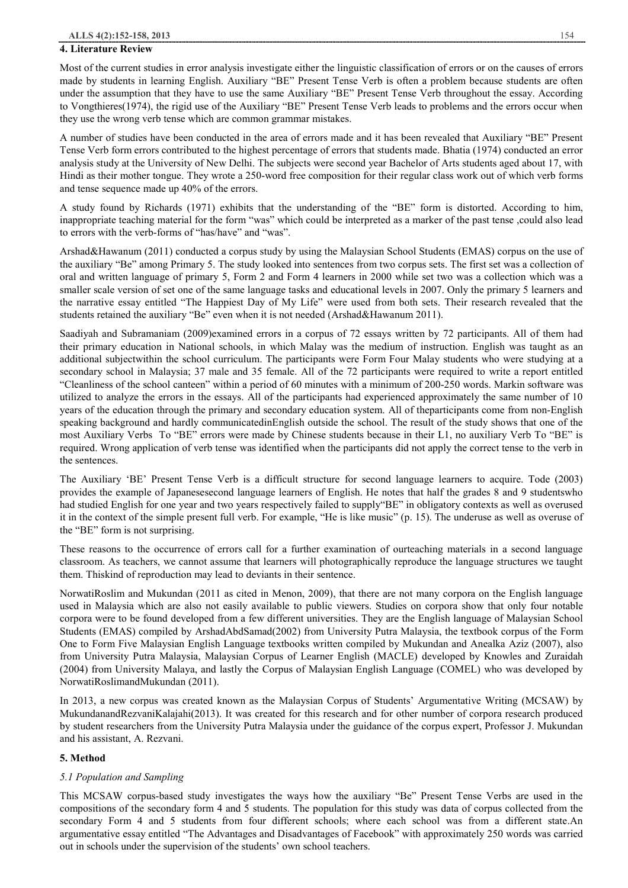## 4. Literature Review

Most of the current studies in error analysis investigate either the linguistic classification of errors or on the causes of errors made by students in learning English. Auxiliary "BE" Present Tense Verb is often a problem because students are often under the assumption that they have to use the same Auxiliary "BE" Present Tense Verb throughout the essay. According to Vongthieres(1974), the rigid use of the Auxiliary "BE" Present Tense Verb leads to problems and the errors occur when they use the wrong verb tense which are common grammar mistakes.

A number of studies have been conducted in the area of errors made and it has been revealed that Auxiliary "BE" Present Tense Verb form errors contributed to the highest percentage of errors that students made. Bhatia (1974) conducted an error analysis study at the University of New Delhi. The subjects were second year Bachelor of Arts students aged about 17, with Hindi as their mother tongue. They wrote a 250-word free composition for their regular class work out of which verb forms and tense sequence made up 40% of the errors.

A study found by Richards (1971) exhibits that the understanding of the "BE" form is distorted. According to him, inappropriate teaching material for the form "was" which could be interpreted as a marker of the past tense ,could also lead to errors with the verb-forms of "has/have" and "was".

Arshad&Hawanum (2011) conducted a corpus study by using the Malaysian School Students (EMAS) corpus on the use of the auxiliary "Be" among Primary 5. The study looked into sentences from two corpus sets. The first set was a collection of oral and written language of primary 5, Form 2 and Form 4 learners in 2000 while set two was a collection which was a smaller scale version of set one of the same language tasks and educational levels in 2007. Only the primary 5 learners and the narrative essay entitled "The Happiest Day of My Life" were used from both sets. Their research revealed that the students retained the auxiliary "Be" even when it is not needed (Arshad&Hawanum 2011).

Saadiyah and Subramaniam (2009)examined errors in a corpus of 72 essays written by 72 participants. All of them had their primary education in National schools, in which Malay was the medium of instruction. English was taught as an additional subjectwithin the school curriculum. The participants were Form Four Malay students who were studying at a secondary school in Malaysia; 37 male and 35 female. All of the 72 participants were required to write a report entitled "Cleanliness of the school canteen" within a period of 60 minutes with a minimum of 200-250 words. Markin software was utilized to analyze the errors in the essays. All of the participants had experienced approximately the same number of 10 years of the education through the primary and secondary education system. All of theparticipants come from non-English speaking background and hardly communicatedinEnglish outside the school. The result of the study shows that one of the most Auxiliary Verbs To "BE" errors were made by Chinese students because in their L1, no auxiliary Verb To "BE" is required. Wrong application of verb tense was identified when the participants did not apply the correct tense to the verb in the sentences.

The Auxiliary 'BE' Present Tense Verb is a difficult structure for second language learners to acquire. Tode (2003) provides the example of Japanesesecond language learners of English. He notes that half the grades 8 and 9 studentswho had studied English for one year and two years respectively failed to supply"BE" in obligatory contexts as well as overused it in the context of the simple present full verb. For example, "He is like music" (p. 15). The underuse as well as overuse of the "BE" form is not surprising.

These reasons to the occurrence of errors call for a further examination of ourteaching materials in a second language classroom. As teachers, we cannot assume that learners will photographically reproduce the language structures we taught them. Thiskind of reproduction may lead to deviants in their sentence.

NorwatiRoslim and Mukundan (2011 as cited in Menon, 2009), that there are not many corpora on the English language used in Malaysia which are also not easily available to public viewers. Studies on corpora show that only four notable corpora were to be found developed from a few different universities. They are the English language of Malaysian School Students (EMAS) compiled by ArshadAbdSamad(2002) from University Putra Malaysia, the textbook corpus of the Form One to Form Five Malaysian English Language textbooks written compiled by Mukundan and Anealka Aziz (2007), also from University Putra Malaysia, Malaysian Corpus of Learner English (MACLE) developed by Knowles and Zuraidah (2004) from University Malaya, and lastly the Corpus of Malaysian English Language (COMEL) who was developed by NorwatiRoslimandMukundan (2011).

In 2013, a new corpus was created known as the Malaysian Corpus of Students' Argumentative Writing (MCSAW) by MukundanandRezvaniKalajahi(2013). It was created for this research and for other number of corpora research produced by student researchers from the University Putra Malaysia under the guidance of the corpus expert, Professor J. Mukundan and his assistant, A. Rezvani.

## 5. Method

### *5.1 Population and Sampling*

This MCSAW corpus-based study investigates the ways how the auxiliary "Be" Present Tense Verbs are used in the compositions of the secondary form 4 and 5 students. The population for this study was data of corpus collected from the secondary Form 4 and 5 students from four different schools; where each school was from a different state.An argumentative essay entitled "The Advantages and Disadvantages of Facebook" with approximately 250 words was carried out in schools under the supervision of the students' own school teachers.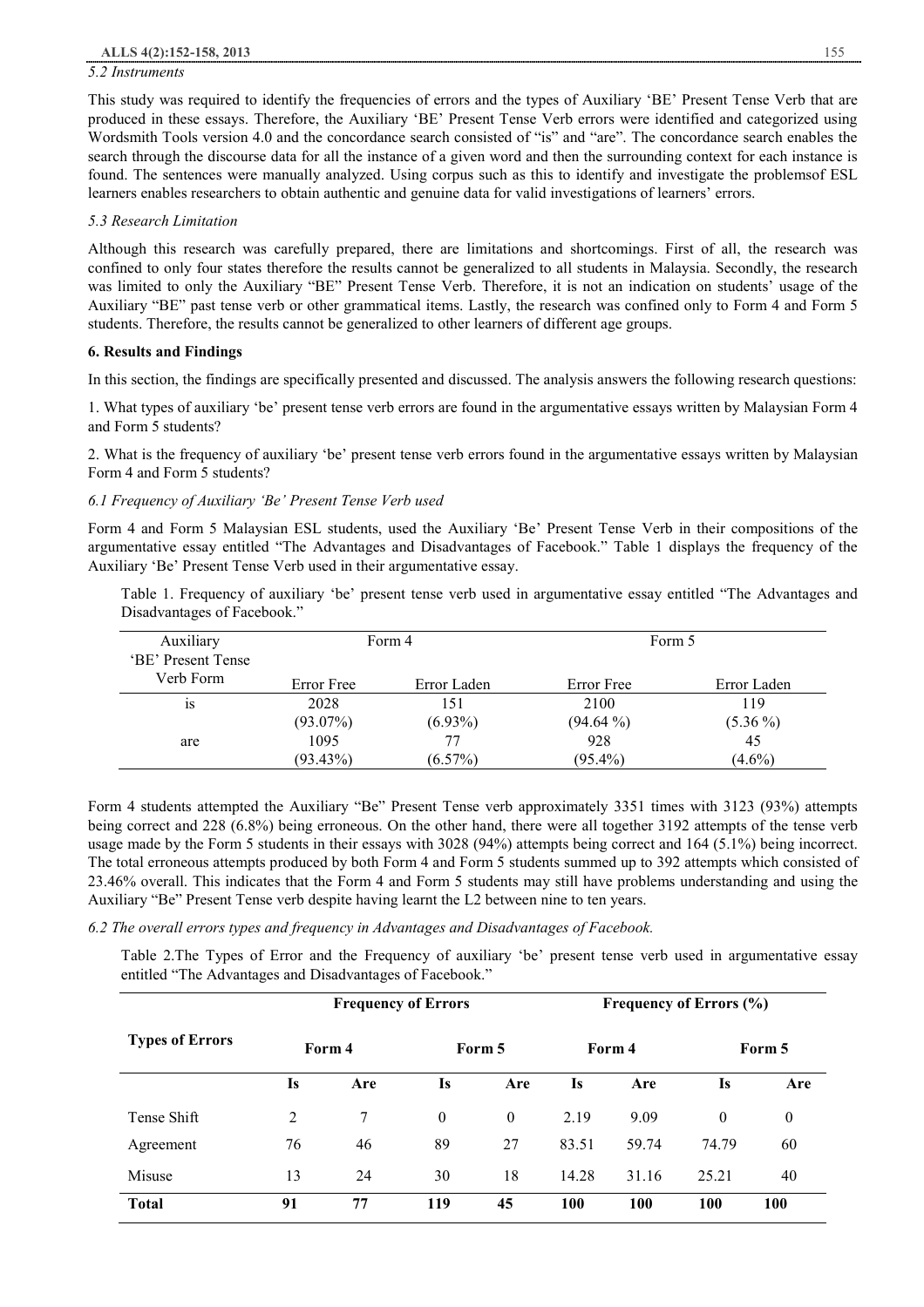*5.2 Instruments*

This study was required to identify the frequencies of errors and the types of Auxiliary 'BE' Present Tense Verb that are produced in these essays. Therefore, the Auxiliary 'BE' Present Tense Verb errors were identified and categorized using Wordsmith Tools version 4.0 and the concordance search consisted of "is" and "are". The concordance search enables the search through the discourse data for all the instance of a given word and then the surrounding context for each instance is found. The sentences were manually analyzed. Using corpus such as this to identify and investigate the problemsof ESL learners enables researchers to obtain authentic and genuine data for valid investigations of learners' errors.

*5.3 Research Limitation*

Although this research was carefully prepared, there are limitations and shortcomings. First of all, the research was confined to only four states therefore the results cannot be generalized to all students in Malaysia. Secondly, the research was limited to only the Auxiliary "BE" Present Tense Verb. Therefore, it is not an indication on students' usage of the Auxiliary "BE" past tense verb or other grammatical items. Lastly, the research was confined only to Form 4 and Form 5 students. Therefore, the results cannot be generalized to other learners of different age groups.

## 6. Results and Findings

In this section, the findings are specifically presented and discussed. The analysis answers the following research questions:

1. What types of auxiliary 'be' present tense verb errors are found in the argumentative essays written by Malaysian Form 4 and Form 5 students?

2. What is the frequency of auxiliary 'be' present tense verb errors found in the argumentative essays written by Malaysian Form 4 and Form 5 students?

*6.1 Frequency of Auxiliary 'Be' Present Tense Verb used*

Form 4 and Form 5 Malaysian ESL students, used the Auxiliary 'Be' Present Tense Verb in their compositions of the argumentative essay entitled "The Advantages and Disadvantages of Facebook." Table 1 displays the frequency of the Auxiliary 'Be' Present Tense Verb used in their argumentative essay.

Table 1. Frequency of auxiliary 'be' present tense verb used in argumentative essay entitled "The Advantages and Disadvantages of Facebook."

| Auxiliary 'BE' Present Tense Verb Form | Form 4 | | Form 5 | |
|---|---|---|---|---|
| | Error Free | Error Laden | Error Free | Error Laden |
| is | 2028 (93.07%) | 151 (6.93%) | 2100 (94.64 %) | 119 (5.36 %) |
| are | 1095 (93.43%) | 77 (6.57%) | 928 (95.4%) | 45 (4.6%) |

Form 4 students attempted the Auxiliary "Be" Present Tense verb approximately 3351 times with 3123 (93%) attempts being correct and 228 (6.8%) being erroneous. On the other hand, there were all together 3192 attempts of the tense verb usage made by the Form 5 students in their essays with 3028 (94%) attempts being correct and 164 (5.1%) being incorrect. The total erroneous attempts produced by both Form 4 and Form 5 students summed up to 392 attempts which consisted of 23.46% overall. This indicates that the Form 4 and Form 5 students may still have problems understanding and using the Auxiliary "Be" Present Tense verb despite having learnt the L2 between nine to ten years.

*6.2 The overall errors types and frequency in Advantages and Disadvantages of Facebook.*

Table 2.The Types of Error and the Frequency of auxiliary 'be' present tense verb used in argumentative essay entitled "The Advantages and Disadvantages of Facebook."

| **Types of Errors** | **Frequency of Errors** | | | | **Frequency of Errors (%)** | | | |
|---|---|---|---|---|---|---|---|---|
| | **Form 4** | | **Form 5** | | **Form 4** | | **Form 5** | |
| | **Is** | **Are** | **Is** | **Are** | **Is** | **Are** | **Is** | **Are** |
| Tense Shift | 2 | 7 | 0 | 0 | 2.19 | 9.09 | 0 | 0 |
| Agreement | 76 | 46 | 89 | 27 | 83.51 | 59.74 | 74.79 | 60 |
| Misuse | 13 | 24 | 30 | 18 | 14.28 | 31.16 | 25.21 | 40 |
| **Total** | **91** | **77** | **119** | **45** | **100** | **100** | **100** | **100** |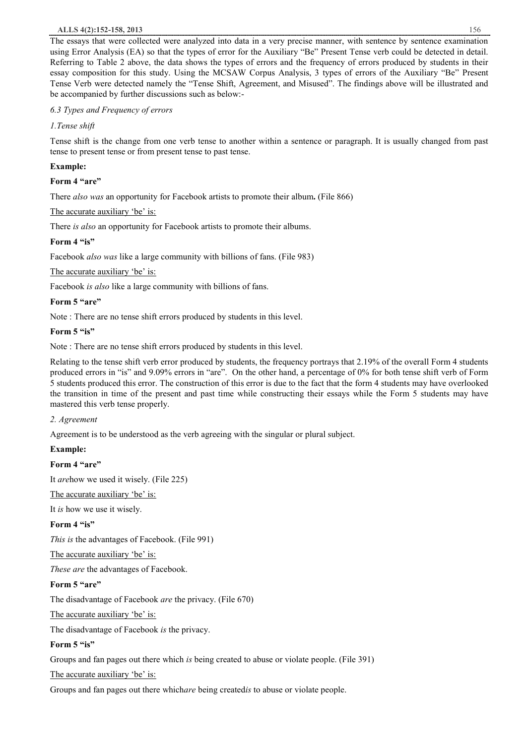The essays that were collected were analyzed into data in a very precise manner, with sentence by sentence examination using Error Analysis (EA) so that the types of error for the Auxiliary "Be" Present Tense verb could be detected in detail. Referring to Table 2 above, the data shows the types of errors and the frequency of errors produced by students in their essay composition for this study. Using the MCSAW Corpus Analysis, 3 types of errors of the Auxiliary "Be" Present Tense Verb were detected namely the "Tense Shift, Agreement, and Misused". The findings above will be illustrated and be accompanied by further discussions such as below:-

*6.3 Types and Frequency of errors*

*1.Tense shift*

Tense shift is the change from one verb tense to another within a sentence or paragraph. It is usually changed from past tense to present tense or from present tense to past tense.

**Example:**

**Form 4 "are"**

There *also was* an opportunity for Facebook artists to promote their album**.** (File 866)

<u>The accurate auxiliary 'be' is:</u>

There *is also* an opportunity for Facebook artists to promote their albums.

**Form 4 "is"**

Facebook *also was* like a large community with billions of fans. (File 983)

<u>The accurate auxiliary 'be' is:</u>

Facebook *is also* like a large community with billions of fans.

**Form 5 "are"**

Note : There are no tense shift errors produced by students in this level.

**Form 5 "is"**

Note : There are no tense shift errors produced by students in this level.

Relating to the tense shift verb error produced by students, the frequency portrays that 2.19% of the overall Form 4 students produced errors in "is" and 9.09% errors in "are". On the other hand, a percentage of 0% for both tense shift verb of Form 5 students produced this error. The construction of this error is due to the fact that the form 4 students may have overlooked the transition in time of the present and past time while constructing their essays while the Form 5 students may have mastered this verb tense properly.

*2. Agreement*

Agreement is to be understood as the verb agreeing with the singular or plural subject.

**Example:**

**Form 4 "are"**

It *are*how we used it wisely. (File 225)

<u>The accurate auxiliary 'be' is:</u>

It *is* how we use it wisely.

**Form 4 "is"**

*This is* the advantages of Facebook. (File 991)

<u>The accurate auxiliary 'be' is:</u>

*These are* the advantages of Facebook.

**Form 5 "are"**

The disadvantage of Facebook *are* the privacy. (File 670)

<u>The accurate auxiliary 'be' is:</u>

The disadvantage of Facebook *is* the privacy.

**Form 5 "is"**

Groups and fan pages out there which *is* being created to abuse or violate people. (File 391)

<u>The accurate auxiliary 'be' is:</u>

Groups and fan pages out there which*are* being created*is* to abuse or violate people.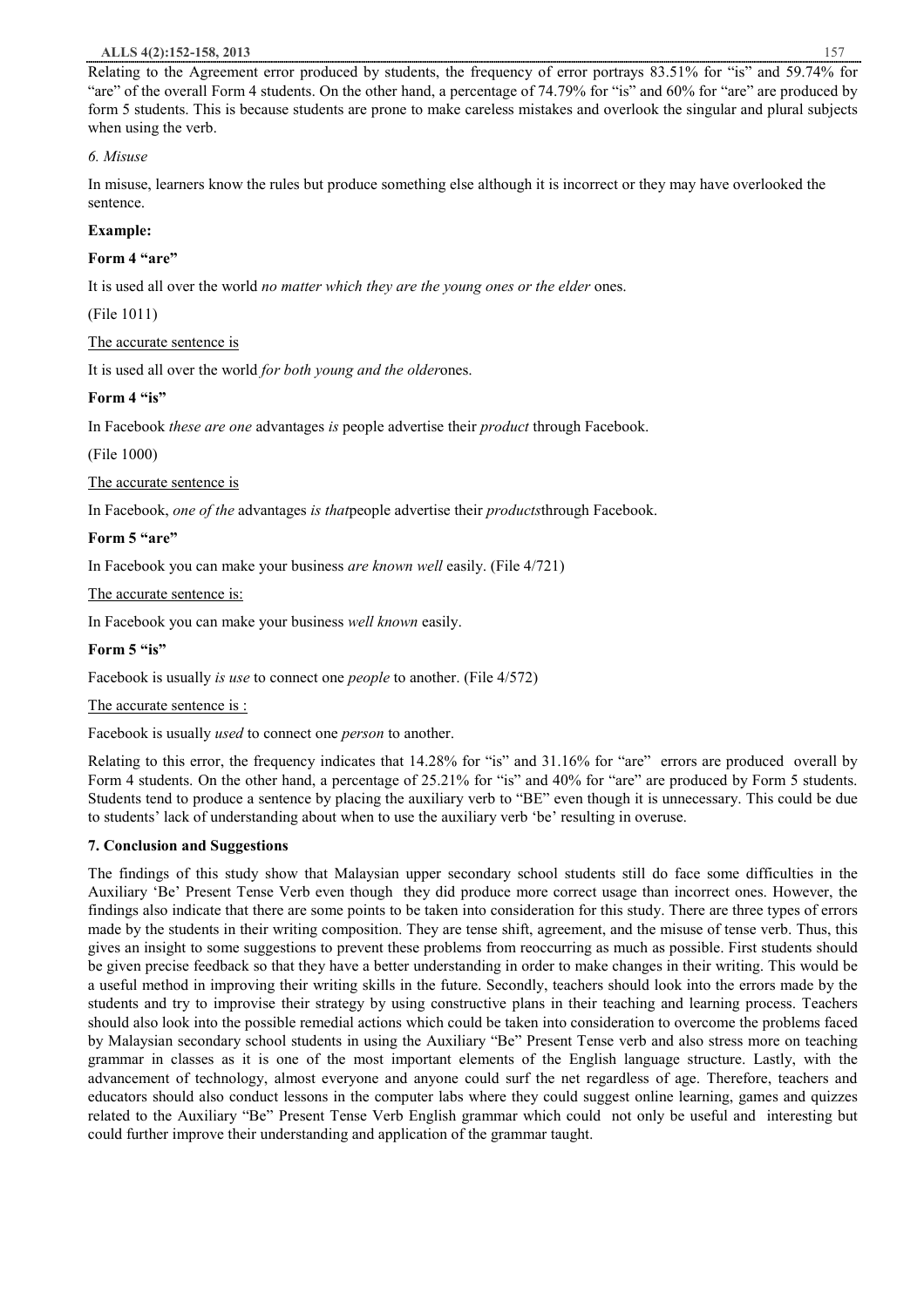Relating to the Agreement error produced by students, the frequency of error portrays 83.51% for "is" and 59.74% for "are" of the overall Form 4 students. On the other hand, a percentage of 74.79% for "is" and 60% for "are" are produced by form 5 students. This is because students are prone to make careless mistakes and overlook the singular and plural subjects when using the verb.

*6. Misuse*

In misuse, learners know the rules but produce something else although it is incorrect or they may have overlooked the sentence.

**Example:**

**Form 4 "are"**

It is used all over the world *no matter which they are the young ones or the elder* ones.

(File 1011)

The accurate sentence is

It is used all over the world *for both young and the older*ones.

**Form 4 "is"**

In Facebook *these are one* advantages *is* people advertise their *product* through Facebook.

(File 1000)

The accurate sentence is

In Facebook, *one of the* advantages *is that*people advertise their *products*through Facebook.

**Form 5 "are"**

In Facebook you can make your business *are known well* easily. (File 4/721)

The accurate sentence is:

In Facebook you can make your business *well known* easily.

**Form 5 "is"**

Facebook is usually *is use* to connect one *people* to another. (File 4/572)

The accurate sentence is :

Facebook is usually *used* to connect one *person* to another.

Relating to this error, the frequency indicates that 14.28% for "is" and 31.16% for "are" errors are produced overall by Form 4 students. On the other hand, a percentage of 25.21% for "is" and 40% for "are" are produced by Form 5 students. Students tend to produce a sentence by placing the auxiliary verb to "BE" even though it is unnecessary. This could be due to students' lack of understanding about when to use the auxiliary verb 'be' resulting in overuse.

## 7. Conclusion and Suggestions

The findings of this study show that Malaysian upper secondary school students still do face some difficulties in the Auxiliary 'Be' Present Tense Verb even though they did produce more correct usage than incorrect ones. However, the findings also indicate that there are some points to be taken into consideration for this study. There are three types of errors made by the students in their writing composition. They are tense shift, agreement, and the misuse of tense verb. Thus, this gives an insight to some suggestions to prevent these problems from reoccurring as much as possible. First students should be given precise feedback so that they have a better understanding in order to make changes in their writing. This would be a useful method in improving their writing skills in the future. Secondly, teachers should look into the errors made by the students and try to improvise their strategy by using constructive plans in their teaching and learning process. Teachers should also look into the possible remedial actions which could be taken into consideration to overcome the problems faced by Malaysian secondary school students in using the Auxiliary "Be" Present Tense verb and also stress more on teaching grammar in classes as it is one of the most important elements of the English language structure. Lastly, with the advancement of technology, almost everyone and anyone could surf the net regardless of age. Therefore, teachers and educators should also conduct lessons in the computer labs where they could suggest online learning, games and quizzes related to the Auxiliary "Be" Present Tense Verb English grammar which could not only be useful and interesting but could further improve their understanding and application of the grammar taught.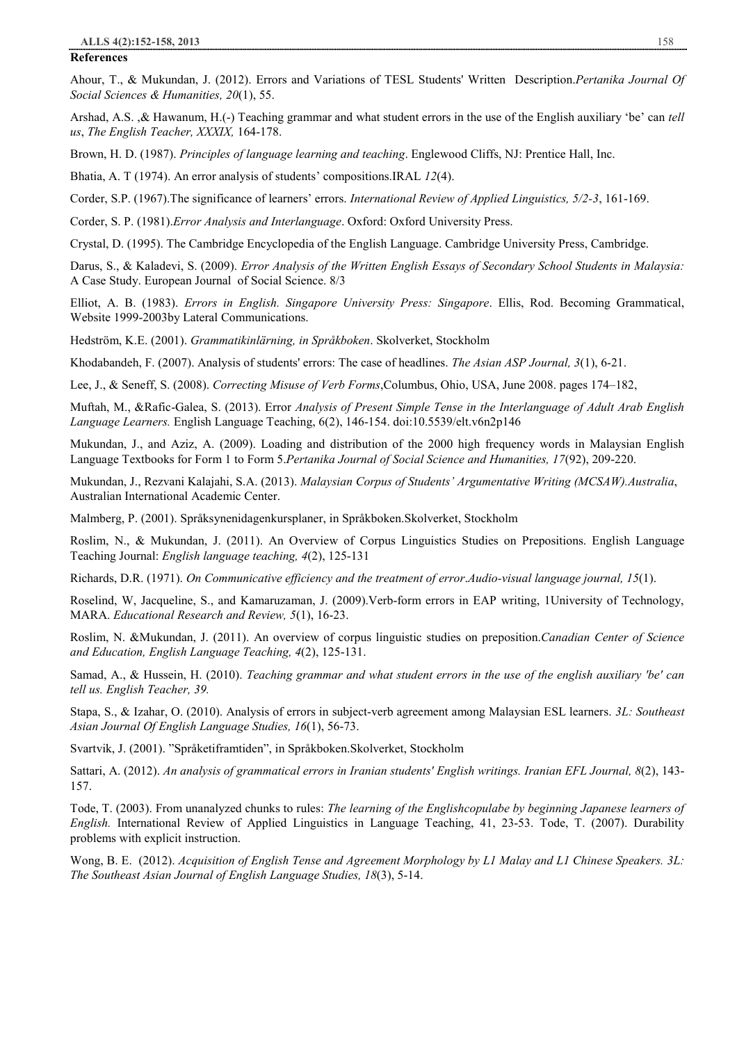## References

Ahour, T., & Mukundan, J. (2012). Errors and Variations of TESL Students' Written Description.*Pertanika Journal Of Social Sciences & Humanities, 20*(1), 55.

Arshad, A.S. ,& Hawanum, H.(-) Teaching grammar and what student errors in the use of the English auxiliary 'be' can *tell us*, *The English Teacher, XXXIX,* 164-178.

Brown, H. D. (1987). *Principles of language learning and teaching*. Englewood Cliffs, NJ: Prentice Hall, Inc.

Bhatia, A. T (1974). An error analysis of students' compositions.IRAL *12*(4).

Corder, S.P. (1967).The significance of learners' errors. *International Review of Applied Linguistics, 5/2-3*, 161-169.

Corder, S. P. (1981).*Error Analysis and Interlanguage*. Oxford: Oxford University Press.

Crystal, D. (1995). The Cambridge Encyclopedia of the English Language. Cambridge University Press, Cambridge.

Darus, S., & Kaladevi, S. (2009). *Error Analysis of the Written English Essays of Secondary School Students in Malaysia:* A Case Study. European Journal of Social Science. 8/3

Elliot, A. B. (1983). *Errors in English. Singapore University Press: Singapore*. Ellis, Rod. Becoming Grammatical, Website 1999-2003by Lateral Communications.

Hedström, K.E. (2001). *Grammatikinlärning, in Språkboken*. Skolverket, Stockholm

Khodabandeh, F. (2007). Analysis of students' errors: The case of headlines. *The Asian ASP Journal, 3*(1), 6-21.

Lee, J., & Seneff, S. (2008). *Correcting Misuse of Verb Forms*,Columbus, Ohio, USA, June 2008. pages 174–182,

Muftah, M., &Rafic-Galea, S. (2013). Error *Analysis of Present Simple Tense in the Interlanguage of Adult Arab English Language Learners.* English Language Teaching, 6(2), 146-154. doi:10.5539/elt.v6n2p146

Mukundan, J., and Aziz, A. (2009). Loading and distribution of the 2000 high frequency words in Malaysian English Language Textbooks for Form 1 to Form 5.*Pertanika Journal of Social Science and Humanities, 17*(92), 209-220.

Mukundan, J., Rezvani Kalajahi, S.A. (2013). *Malaysian Corpus of Students' Argumentative Writing (MCSAW).Australia*, Australian International Academic Center.

Malmberg, P. (2001). Språksynenidagenkursplaner, in Språkboken.Skolverket, Stockholm

Roslim, N., & Mukundan, J. (2011). An Overview of Corpus Linguistics Studies on Prepositions. English Language Teaching Journal: *English language teaching, 4*(2), 125-131

Richards, D.R. (1971). *On Communicative efficiency and the treatment of error.Audio-visual language journal, 15*(1).

Roselind, W, Jacqueline, S., and Kamaruzaman, J. (2009).Verb-form errors in EAP writing, 1University of Technology, MARA. *Educational Research and Review, 5*(1), 16-23.

Roslim, N. &Mukundan, J. (2011). An overview of corpus linguistic studies on preposition.*Canadian Center of Science and Education, English Language Teaching, 4*(2), 125-131.

Samad, A., & Hussein, H. (2010). *Teaching grammar and what student errors in the use of the english auxiliary 'be' can tell us. English Teacher, 39.*

Stapa, S., & Izahar, O. (2010). Analysis of errors in subject-verb agreement among Malaysian ESL learners. *3L: Southeast Asian Journal Of English Language Studies, 16*(1), 56-73.

Svartvik, J. (2001). "Språketiframtiden", in Språkboken.Skolverket, Stockholm

Sattari, A. (2012). *An analysis of grammatical errors in Iranian students' English writings. Iranian EFL Journal, 8*(2), 143-157.

Tode, T. (2003). From unanalyzed chunks to rules: *The learning of the Englishcopulabe by beginning Japanese learners of English.* International Review of Applied Linguistics in Language Teaching, 41, 23-53. Tode, T. (2007). Durability problems with explicit instruction.

Wong, B. E. (2012). *Acquisition of English Tense and Agreement Morphology by L1 Malay and L1 Chinese Speakers. 3L: The Southeast Asian Journal of English Language Studies, 18*(3), 5-14.